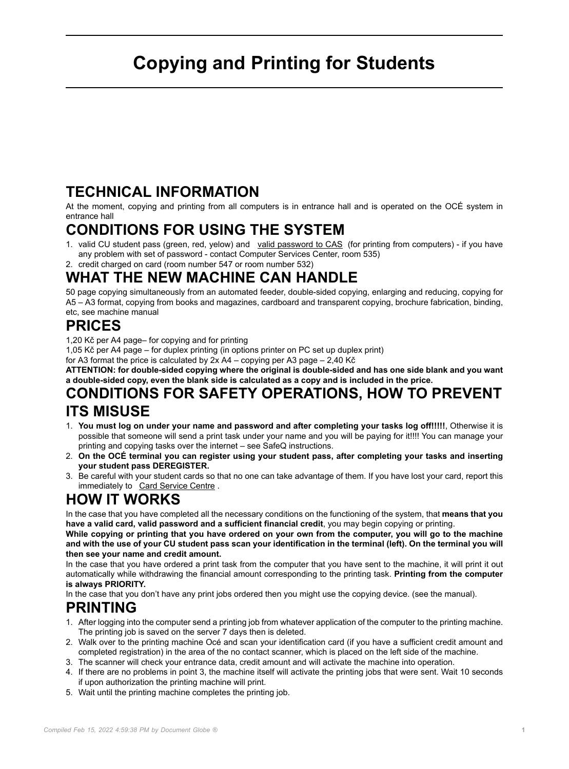# Copying and Printing for Students

## TECHNICAL INFORMATION

At the moment, copying and printing from all computers is in entrance hall and is operated on the OCÉ system in entrance hall

## CONDITIONS FOR USING THE SYSTEM

1. valid CU student pass (green, red, yellow) and valid password to CAS (for printing from computers) - if you have any problem with set of password - contact Computer Services Center, room 535)
2. credit charged on card (room number 547 or room number 532)

## WHAT THE NEW MACHINE CAN HANDLE

50 page copying simultaneously from an automated feeder, double-sided copying, enlarging and reducing, copying for A5 – A3 format, copying from books and magazines, cardboard and transparent copying, brochure fabrication, binding, etc, see machine manual

## PRICES

1,20 Kč per A4 page– for copying and for printing

1,05 Kč per A4 page – for duplex printing (in options printer on PC set up duplex print)

for A3 format the price is calculated by 2x A4 – copying per A3 page – 2,40 Kč

**ATTENTION: for double-sided copying where the original is double-sided and has one side blank and you want a double-sided copy, even the blank side is calculated as a copy and is included in the price.**

## CONDITIONS FOR SAFETY OPERATIONS, HOW TO PREVENT ITS MISUSE

1. **You must log on under your name and password and after completing your tasks log off!!!!!**, Otherwise it is possible that someone will send a print task under your name and you will be paying for it!!!! You can manage your printing and copying tasks over the internet – see SafeQ instructions.
2. **On the OCÉ terminal you can register using your student pass, after completing your tasks and inserting your student pass DEREGISTER.**
3. Be careful with your student cards so that no one can take advantage of them. If you have lost your card, report this immediately to Card Service Centre .

## HOW IT WORKS

In the case that you have completed all the necessary conditions on the functioning of the system, that **means that you have a valid card, valid password and a sufficient financial credit**, you may begin copying or printing.

**While copying or printing that you have ordered on your own from the computer, you will go to the machine and with the use of your CU student pass scan your identification in the terminal (left). On the terminal you will then see your name and credit amount.**

In the case that you have ordered a print task from the computer that you have sent to the machine, it will print it out automatically while withdrawing the financial amount corresponding to the printing task. **Printing from the computer is always PRIORITY.**

In the case that you don't have any print jobs ordered then you might use the copying device. (see the manual).

## PRINTING

1. After logging into the computer send a printing job from whatever application of the computer to the printing machine. The printing job is saved on the server 7 days then is deleted.
2. Walk over to the printing machine Océ and scan your identification card (if you have a sufficient credit amount and completed registration) in the area of the no contact scanner, which is placed on the left side of the machine.
3. The scanner will check your entrance data, credit amount and will activate the machine into operation.
4. If there are no problems in point 3, the machine itself will activate the printing jobs that were sent. Wait 10 seconds if upon authorization the printing machine will print.
5. Wait until the printing machine completes the printing job.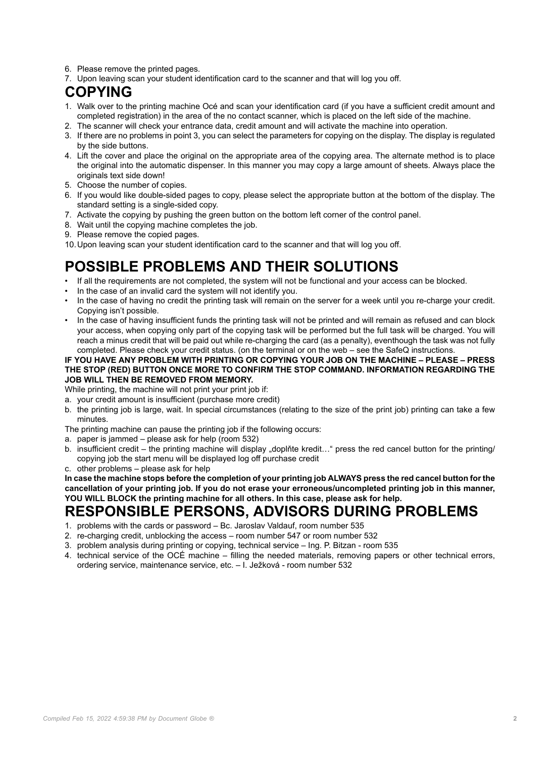6. Please remove the printed pages.
7. Upon leaving scan your student identification card to the scanner and that will log you off.

## COPYING

1. Walk over to the printing machine Océ and scan your identification card (if you have a sufficient credit amount and completed registration) in the area of the no contact scanner, which is placed on the left side of the machine.
2. The scanner will check your entrance data, credit amount and will activate the machine into operation.
3. If there are no problems in point 3, you can select the parameters for copying on the display. The display is regulated by the side buttons.
4. Lift the cover and place the original on the appropriate area of the copying area. The alternate method is to place the original into the automatic dispenser. In this manner you may copy a large amount of sheets. Always place the originals text side down!
5. Choose the number of copies.
6. If you would like double-sided pages to copy, please select the appropriate button at the bottom of the display. The standard setting is a single-sided copy.
7. Activate the copying by pushing the green button on the bottom left corner of the control panel.
8. Wait until the copying machine completes the job.
9. Please remove the copied pages.
10. Upon leaving scan your student identification card to the scanner and that will log you off.

## POSSIBLE PROBLEMS AND THEIR SOLUTIONS

- If all the requirements are not completed, the system will not be functional and your access can be blocked.
- In the case of an invalid card the system will not identify you.
- In the case of having no credit the printing task will remain on the server for a week until you re-charge your credit. Copying isn't possible.
- In the case of having insufficient funds the printing task will not be printed and will remain as refused and can block your access, when copying only part of the copying task will be performed but the full task will be charged. You will reach a minus credit that will be paid out while re-charging the card (as a penalty), eventhough the task was not fully completed. Please check your credit status. (on the terminal or on the web – see the SafeQ instructions.

**IF YOU HAVE ANY PROBLEM WITH PRINTING OR COPYING YOUR JOB ON THE MACHINE – PLEASE – PRESS THE STOP (RED) BUTTON ONCE MORE TO CONFIRM THE STOP COMMAND. INFORMATION REGARDING THE JOB WILL THEN BE REMOVED FROM MEMORY.**

While printing, the machine will not print your print job if:

a. your credit amount is insufficient (purchase more credit)
b. the printing job is large, wait. In special circumstances (relating to the size of the print job) printing can take a few minutes.

The printing machine can pause the printing job if the following occurs:

a. paper is jammed – please ask for help (room 532)
b. insufficient credit – the printing machine will display „doplňte kredit…" press the red cancel button for the printing/ copying job the start menu will be displayed log off purchase credit
c. other problems – please ask for help

**In case the machine stops before the completion of your printing job ALWAYS press the red cancel button for the cancellation of your printing job. If you do not erase your erroneous/uncompleted printing job in this manner, YOU WILL BLOCK the printing machine for all others. In this case, please ask for help.**

## RESPONSIBLE PERSONS, ADVISORS DURING PROBLEMS

1. problems with the cards or password – Bc. Jaroslav Valdauf, room number 535
2. re-charging credit, unblocking the access – room number 547 or room number 532
3. problem analysis during printing or copying, technical service – Ing. P. Bitzan - room 535
4. technical service of the OCÉ machine – filling the needed materials, removing papers or other technical errors, ordering service, maintenance service, etc. – I. Ježková - room number 532